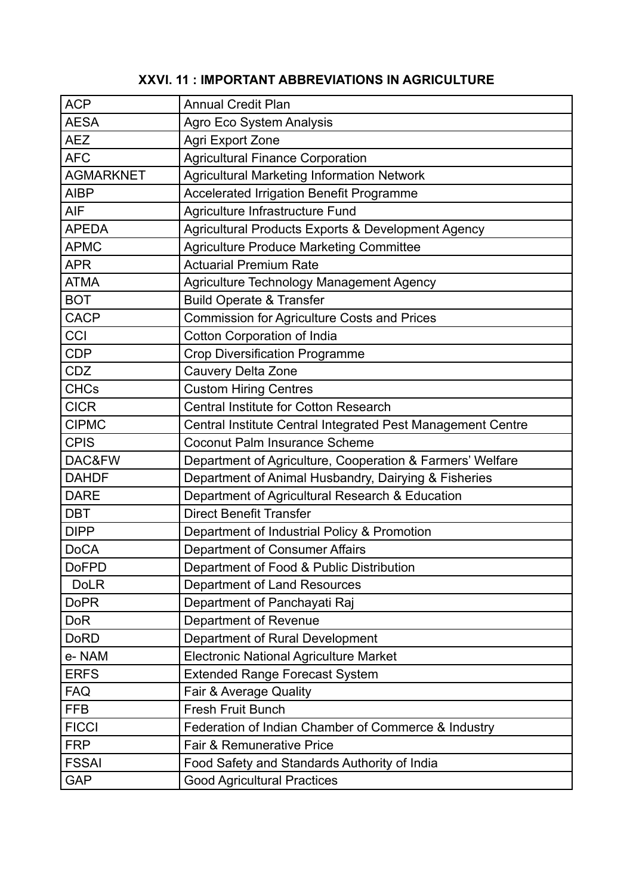## XXVI. 11 : IMPORTANT ABBREVIATIONS IN AGRICULTURE

| | |
|---|---|
| ACP | Annual Credit Plan |
| AESA | Agro Eco System Analysis |
| AEZ | Agri Export Zone |
| AFC | Agricultural Finance Corporation |
| AGMARKNET | Agricultural Marketing Information Network |
| AIBP | Accelerated Irrigation Benefit Programme |
| AIF | Agriculture Infrastructure Fund |
| APEDA | Agricultural Products Exports & Development Agency |
| APMC | Agriculture Produce Marketing Committee |
| APR | Actuarial Premium Rate |
| ATMA | Agriculture Technology Management Agency |
| BOT | Build Operate & Transfer |
| CACP | Commission for Agriculture Costs and Prices |
| CCI | Cotton Corporation of India |
| CDP | Crop Diversification Programme |
| CDZ | Cauvery Delta Zone |
| CHCs | Custom Hiring Centres |
| CICR | Central Institute for Cotton Research |
| CIPMC | Central Institute Central Integrated Pest Management Centre |
| CPIS | Coconut Palm Insurance Scheme |
| DAC&FW | Department of Agriculture, Cooperation & Farmers' Welfare |
| DAHDF | Department of Animal Husbandry, Dairying & Fisheries |
| DARE | Department of Agricultural Research & Education |
| DBT | Direct Benefit Transfer |
| DIPP | Department of Industrial Policy & Promotion |
| DoCA | Department of Consumer Affairs |
| DoFPD | Department of Food & Public Distribution |
| DoLR | Department of Land Resources |
| DoPR | Department of Panchayati Raj |
| DoR | Department of Revenue |
| DoRD | Department of Rural Development |
| e- NAM | Electronic National Agriculture Market |
| ERFS | Extended Range Forecast System |
| FAQ | Fair & Average Quality |
| FFB | Fresh Fruit Bunch |
| FICCI | Federation of Indian Chamber of Commerce & Industry |
| FRP | Fair & Remunerative Price |
| FSSAI | Food Safety and Standards Authority of India |
| GAP | Good Agricultural Practices |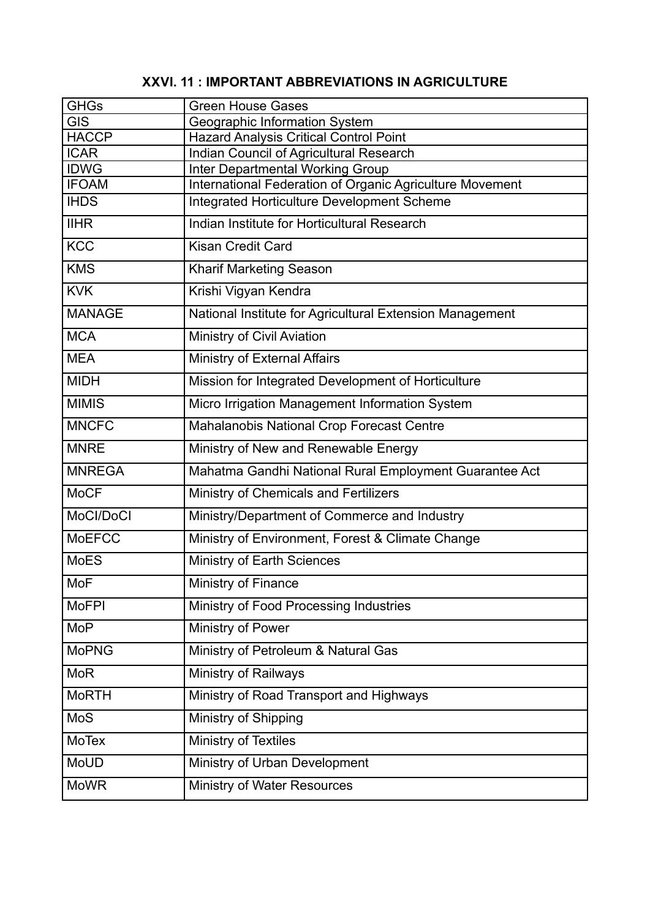**XXVI. 11 : IMPORTANT ABBREVIATIONS IN AGRICULTURE**

| | |
|---|---|
| GHGs | Green House Gases |
| GIS | Geographic Information System |
| HACCP | Hazard Analysis Critical Control Point |
| ICAR | Indian Council of Agricultural Research |
| IDWG | Inter Departmental Working Group |
| IFOAM | International Federation of Organic Agriculture Movement |
| IHDS | Integrated Horticulture Development Scheme |
| IIHR | Indian Institute for Horticultural Research |
| KCC | Kisan Credit Card |
| KMS | Kharif Marketing Season |
| KVK | Krishi Vigyan Kendra |
| MANAGE | National Institute for Agricultural Extension Management |
| MCA | Ministry of Civil Aviation |
| MEA | Ministry of External Affairs |
| MIDH | Mission for Integrated Development of Horticulture |
| MIMIS | Micro Irrigation Management Information System |
| MNCFC | Mahalanobis National Crop Forecast Centre |
| MNRE | Ministry of New and Renewable Energy |
| MNREGA | Mahatma Gandhi National Rural Employment Guarantee Act |
| MoCF | Ministry of Chemicals and Fertilizers |
| MoCI/DoCI | Ministry/Department of Commerce and Industry |
| MoEFCC | Ministry of Environment, Forest & Climate Change |
| MoES | Ministry of Earth Sciences |
| MoF | Ministry of Finance |
| MoFPI | Ministry of Food Processing Industries |
| MoP | Ministry of Power |
| MoPNG | Ministry of Petroleum & Natural Gas |
| MoR | Ministry of Railways |
| MoRTH | Ministry of Road Transport and Highways |
| MoS | Ministry of Shipping |
| MoTex | Ministry of Textiles |
| MoUD | Ministry of Urban Development |
| MoWR | Ministry of Water Resources |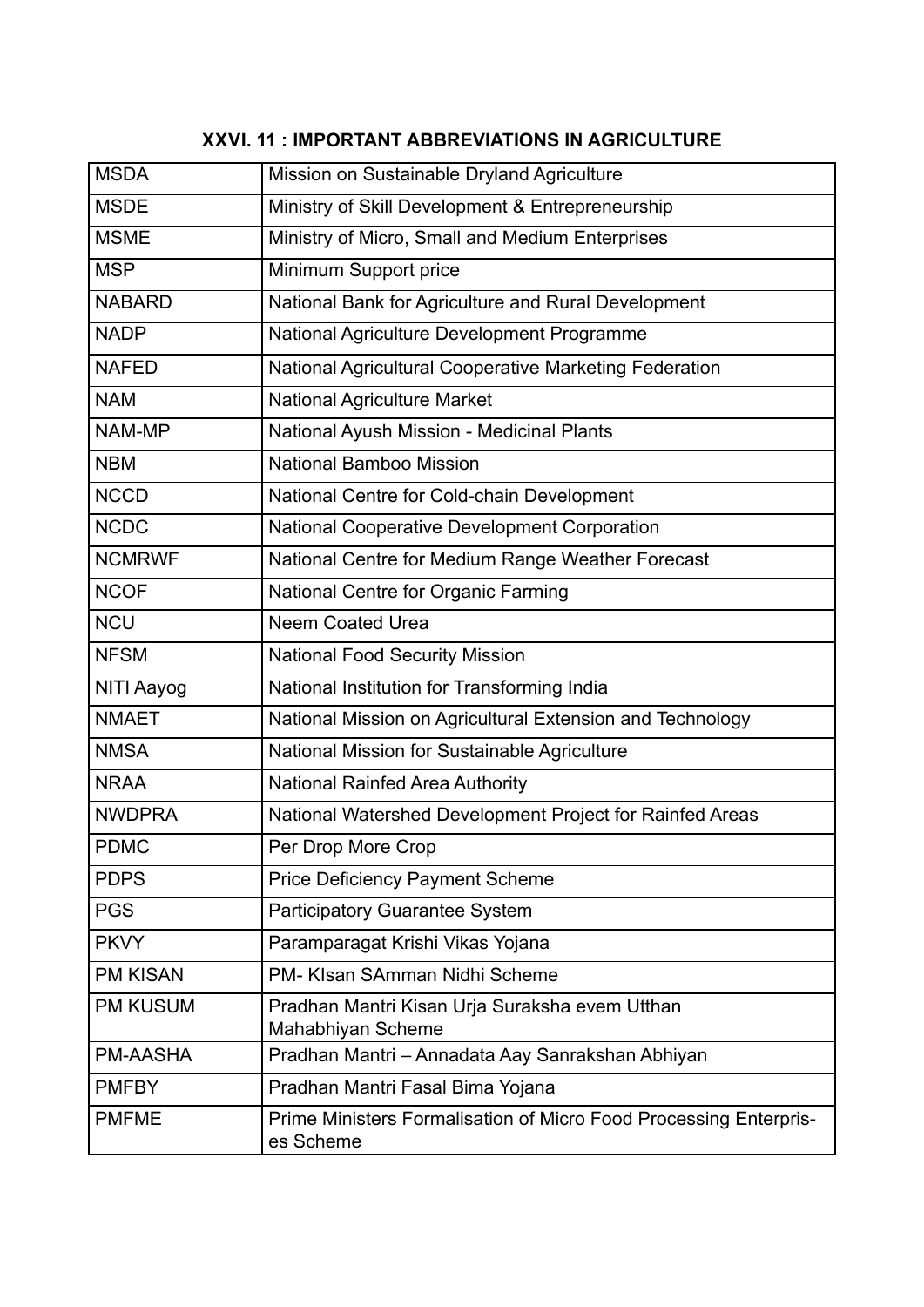## XXVI. 11 : IMPORTANT ABBREVIATIONS IN AGRICULTURE

| | |
|---|---|
| MSDA | Mission on Sustainable Dryland Agriculture |
| MSDE | Ministry of Skill Development & Entrepreneurship |
| MSME | Ministry of Micro, Small and Medium Enterprises |
| MSP | Minimum Support price |
| NABARD | National Bank for Agriculture and Rural Development |
| NADP | National Agriculture Development Programme |
| NAFED | National Agricultural Cooperative Marketing Federation |
| NAM | National Agriculture Market |
| NAM-MP | National Ayush Mission - Medicinal Plants |
| NBM | National Bamboo Mission |
| NCCD | National Centre for Cold-chain Development |
| NCDC | National Cooperative Development Corporation |
| NCMRWF | National Centre for Medium Range Weather Forecast |
| NCOF | National Centre for Organic Farming |
| NCU | Neem Coated Urea |
| NFSM | National Food Security Mission |
| NITI Aayog | National Institution for Transforming India |
| NMAET | National Mission on Agricultural Extension and Technology |
| NMSA | National Mission for Sustainable Agriculture |
| NRAA | National Rainfed Area Authority |
| NWDPRA | National Watershed Development Project for Rainfed Areas |
| PDMC | Per Drop More Crop |
| PDPS | Price Deficiency Payment Scheme |
| PGS | Participatory Guarantee System |
| PKVY | Paramparagat Krishi Vikas Yojana |
| PM KISAN | PM- KIsan SAmman Nidhi Scheme |
| PM KUSUM | Pradhan Mantri Kisan Urja Suraksha evem Utthan Mahabhiyan Scheme |
| PM-AASHA | Pradhan Mantri – Annadata Aay Sanrakshan Abhiyan |
| PMFBY | Pradhan Mantri Fasal Bima Yojana |
| PMFME | Prime Ministers Formalisation of Micro Food Processing Enterprises Scheme |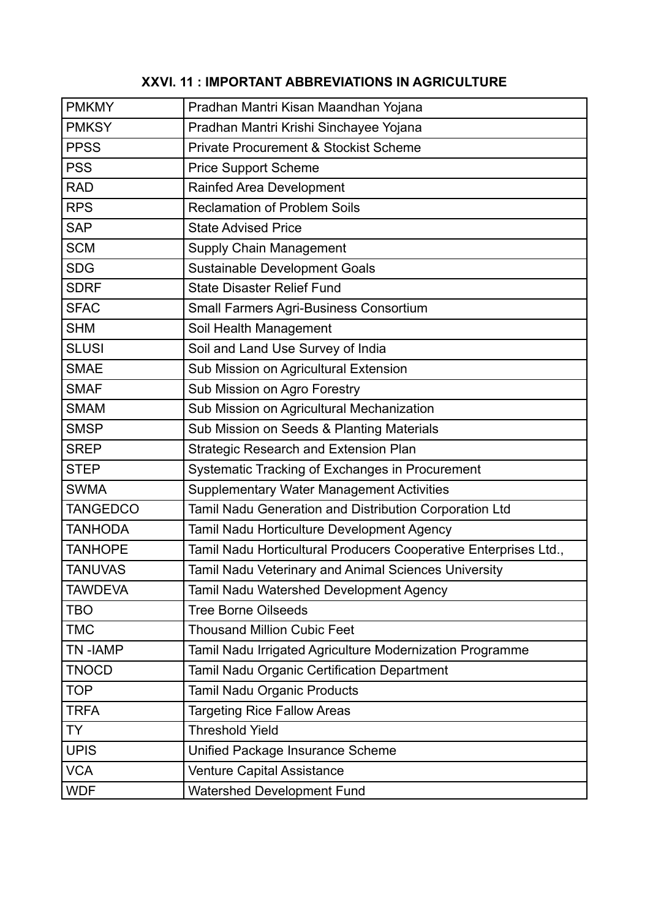## XXVI. 11 : IMPORTANT ABBREVIATIONS IN AGRICULTURE

| | |
|---|---|
| PMKMY | Pradhan Mantri Kisan Maandhan Yojana |
| PMKSY | Pradhan Mantri Krishi Sinchayee Yojana |
| PPSS | Private Procurement & Stockist Scheme |
| PSS | Price Support Scheme |
| RAD | Rainfed Area Development |
| RPS | Reclamation of Problem Soils |
| SAP | State Advised Price |
| SCM | Supply Chain Management |
| SDG | Sustainable Development Goals |
| SDRF | State Disaster Relief Fund |
| SFAC | Small Farmers Agri-Business Consortium |
| SHM | Soil Health Management |
| SLUSI | Soil and Land Use Survey of India |
| SMAE | Sub Mission on Agricultural Extension |
| SMAF | Sub Mission on Agro Forestry |
| SMAM | Sub Mission on Agricultural Mechanization |
| SMSP | Sub Mission on Seeds & Planting Materials |
| SREP | Strategic Research and Extension Plan |
| STEP | Systematic Tracking of Exchanges in Procurement |
| SWMA | Supplementary Water Management Activities |
| TANGEDCO | Tamil Nadu Generation and Distribution Corporation Ltd |
| TANHODA | Tamil Nadu Horticulture Development Agency |
| TANHOPE | Tamil Nadu Horticultural Producers Cooperative Enterprises Ltd., |
| TANUVAS | Tamil Nadu Veterinary and Animal Sciences University |
| TAWDEVA | Tamil Nadu Watershed Development Agency |
| TBO | Tree Borne Oilseeds |
| TMC | Thousand Million Cubic Feet |
| TN -IAMP | Tamil Nadu Irrigated Agriculture Modernization Programme |
| TNOCD | Tamil Nadu Organic Certification Department |
| TOP | Tamil Nadu Organic Products |
| TRFA | Targeting Rice Fallow Areas |
| TY | Threshold Yield |
| UPIS | Unified Package Insurance Scheme |
| VCA | Venture Capital Assistance |
| WDF | Watershed Development Fund |